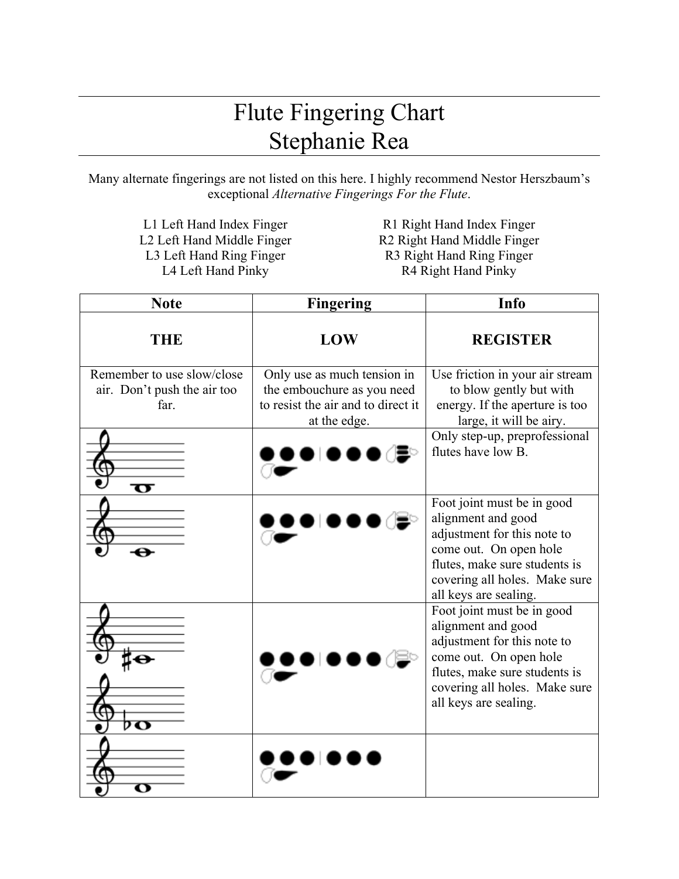# Flute Fingering Chart
# Stephanie Rea

Many alternate fingerings are not listed on this here. I highly recommend Nestor Herszbaum's exceptional *Alternative Fingerings For the Flute*.

| | |
|---|---|
| L1 Left Hand Index Finger | R1 Right Hand Index Finger |
| L2 Left Hand Middle Finger | R2 Right Hand Middle Finger |
| L3 Left Hand Ring Finger | R3 Right Hand Ring Finger |
| L4 Left Hand Pinky | R4 Right Hand Pinky |

| Note | Fingering | Info |
|---|---|---|
| **THE** | **LOW** | **REGISTER** |
| Remember to use slow/close air. Don't push the air too far. | Only use as much tension in the embouchure as you need to resist the air and to direct it at the edge. | Use friction in your air stream to blow gently but with energy. If the aperture is too large, it will be airy. |
| | | Only step-up, preprofessional flutes have low B. |
| | | Foot joint must be in good alignment and good adjustment for this note to come out. On open hole flutes, make sure students is covering all holes. Make sure all keys are sealing. |
| | | Foot joint must be in good alignment and good adjustment for this note to come out. On open hole flutes, make sure students is covering all holes. Make sure all keys are sealing. |
| | | |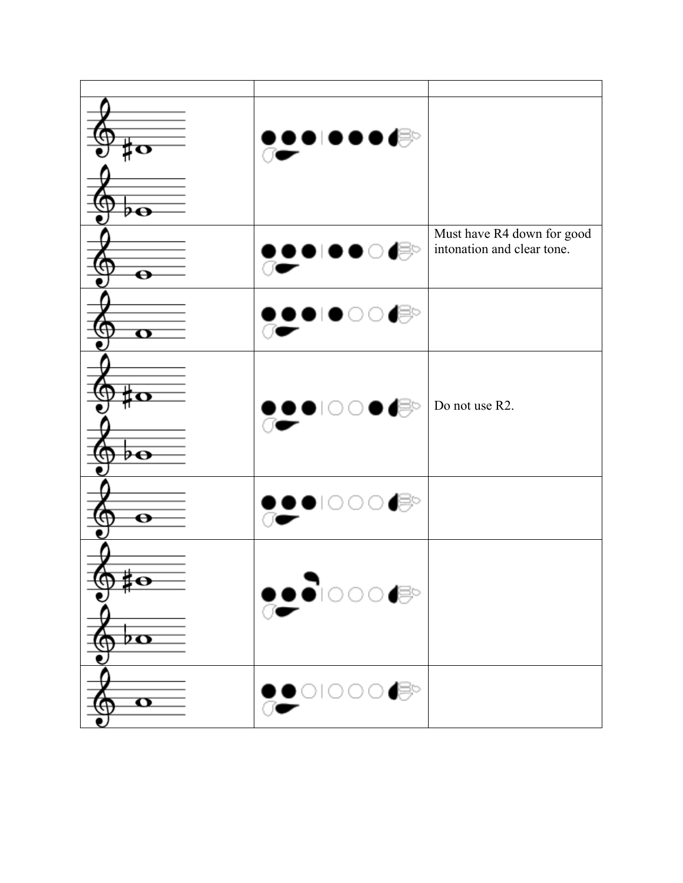| | | |
|---|---|---|
| | | |
| | | Must have R4 down for good intonation and clear tone. |
| | | |
| | | Do not use R2. |
| | | |
| | | |
| | | |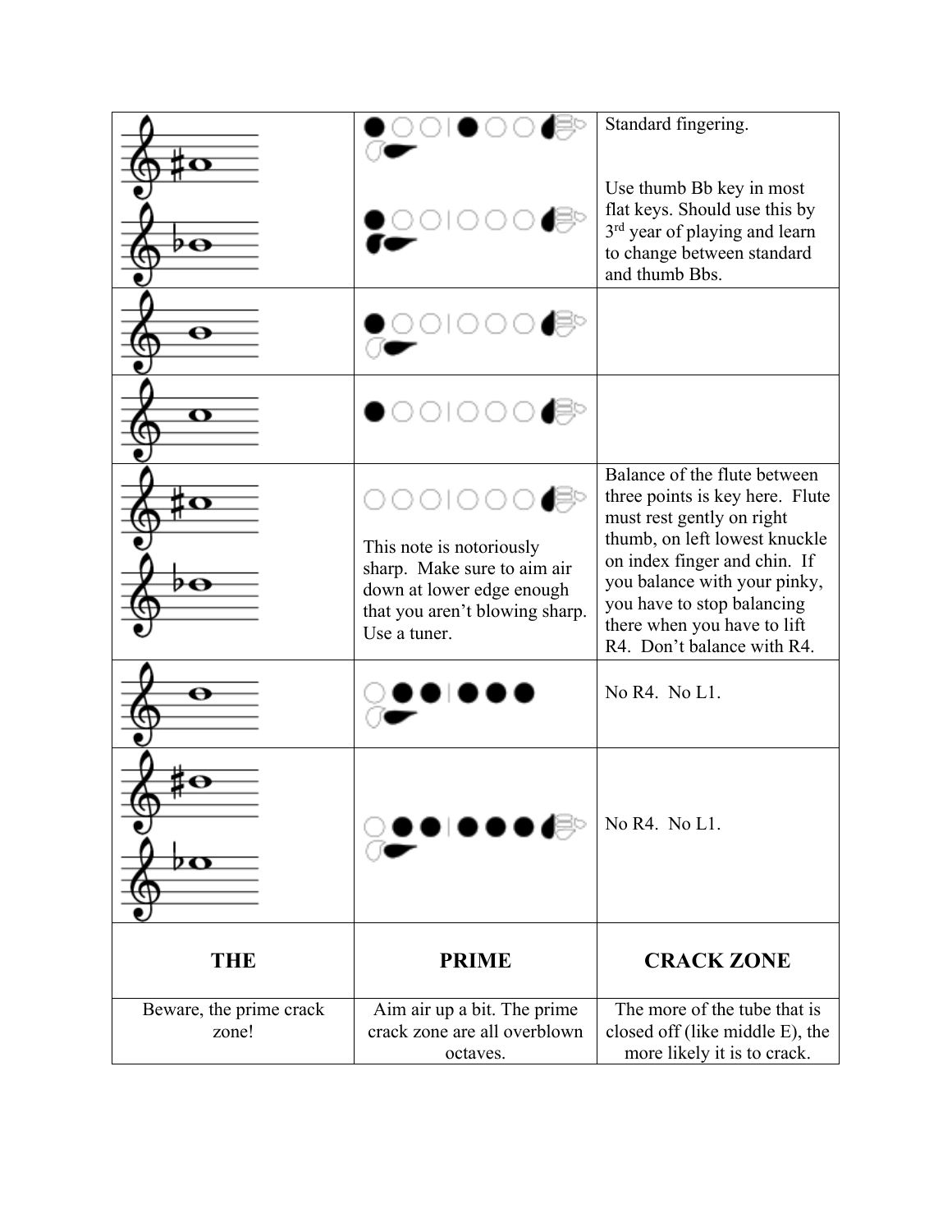|  |  |  |
|---|---|---|
|  |  | Standard fingering.<br><br>Use thumb Bb key in most flat keys. Should use this by 3rd year of playing and learn to change between standard and thumb Bbs. |
|  |  |  |
|  |  |  |
|  | This note is notoriously sharp. Make sure to aim air down at lower edge enough that you aren't blowing sharp. Use a tuner. | Balance of the flute between three points is key here. Flute must rest gently on right thumb, on left lowest knuckle on index finger and chin. If you balance with your pinky, you have to stop balancing there when you have to lift R4. Don't balance with R4. |
|  |  | No R4. No L1. |
|  |  | No R4. No L1. |
| **THE** | **PRIME** | **CRACK ZONE** |
| Beware, the prime crack zone! | Aim air up a bit. The prime crack zone are all overblown octaves. | The more of the tube that is closed off (like middle E), the more likely it is to crack. |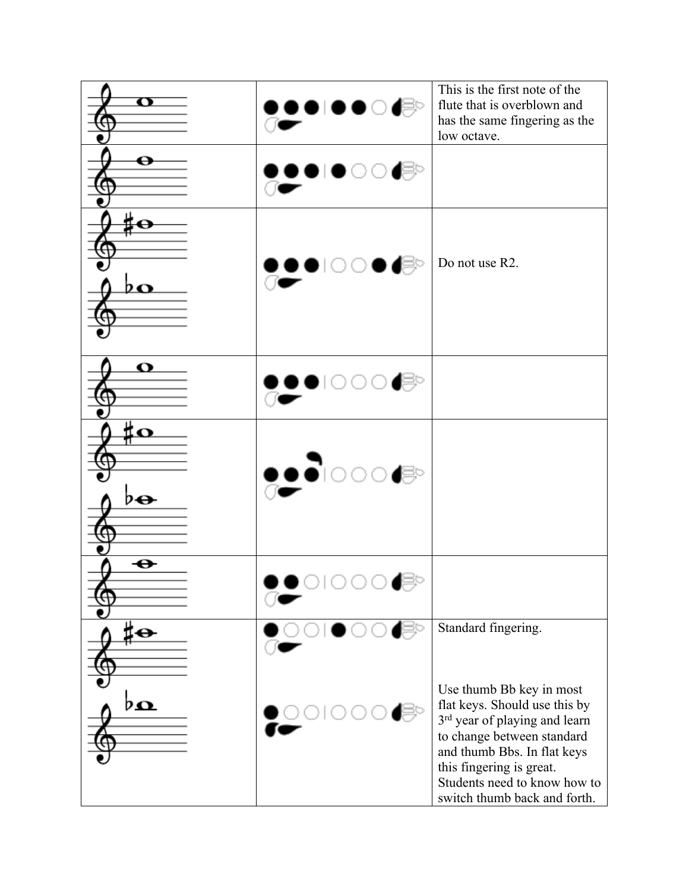| | | |
|---|---|---|
| | | This is the first note of the flute that is overblown and has the same fingering as the low octave. |
| | | |
| | | Do not use R2. |
| | | |
| | | |
| | | |
| | | Standard fingering.<br><br>Use thumb Bb key in most flat keys. Should use this by 3rd year of playing and learn to change between standard and thumb Bbs. In flat keys this fingering is great. Students need to know how to switch thumb back and forth. |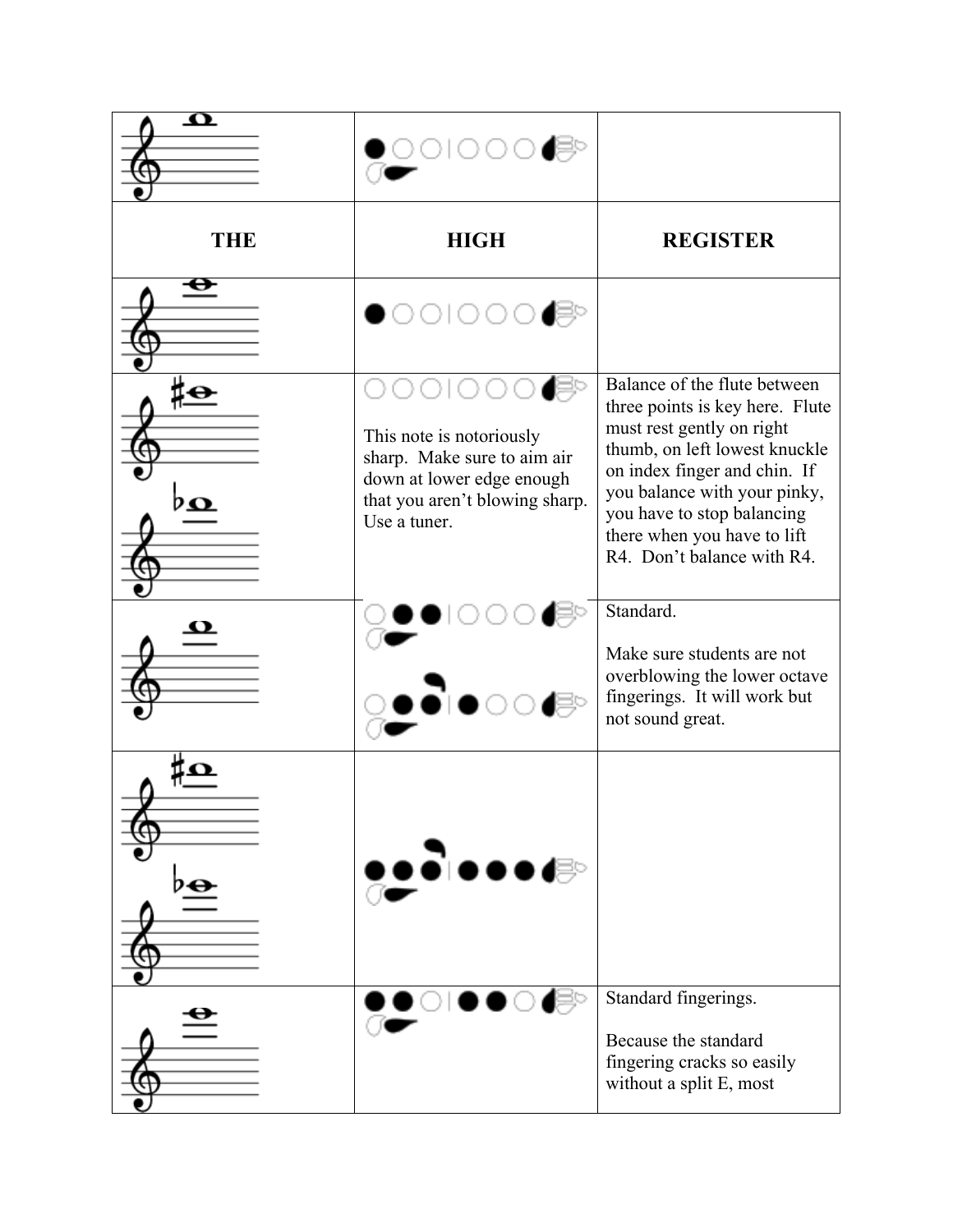| | | |
|---|---|---|
| | | |
| **THE** | **HIGH** | **REGISTER** |
| | | |
| | This note is notoriously sharp. Make sure to aim air down at lower edge enough that you aren't blowing sharp. Use a tuner. | Balance of the flute between three points is key here. Flute must rest gently on right thumb, on left lowest knuckle on index finger and chin. If you balance with your pinky, you have to stop balancing there when you have to lift R4. Don't balance with R4. |
| | | Standard.<br><br>Make sure students are not overblowing the lower octave fingerings. It will work but not sound great. |
| | | |
| | | Standard fingerings.<br><br>Because the standard fingering cracks so easily without a split E, most |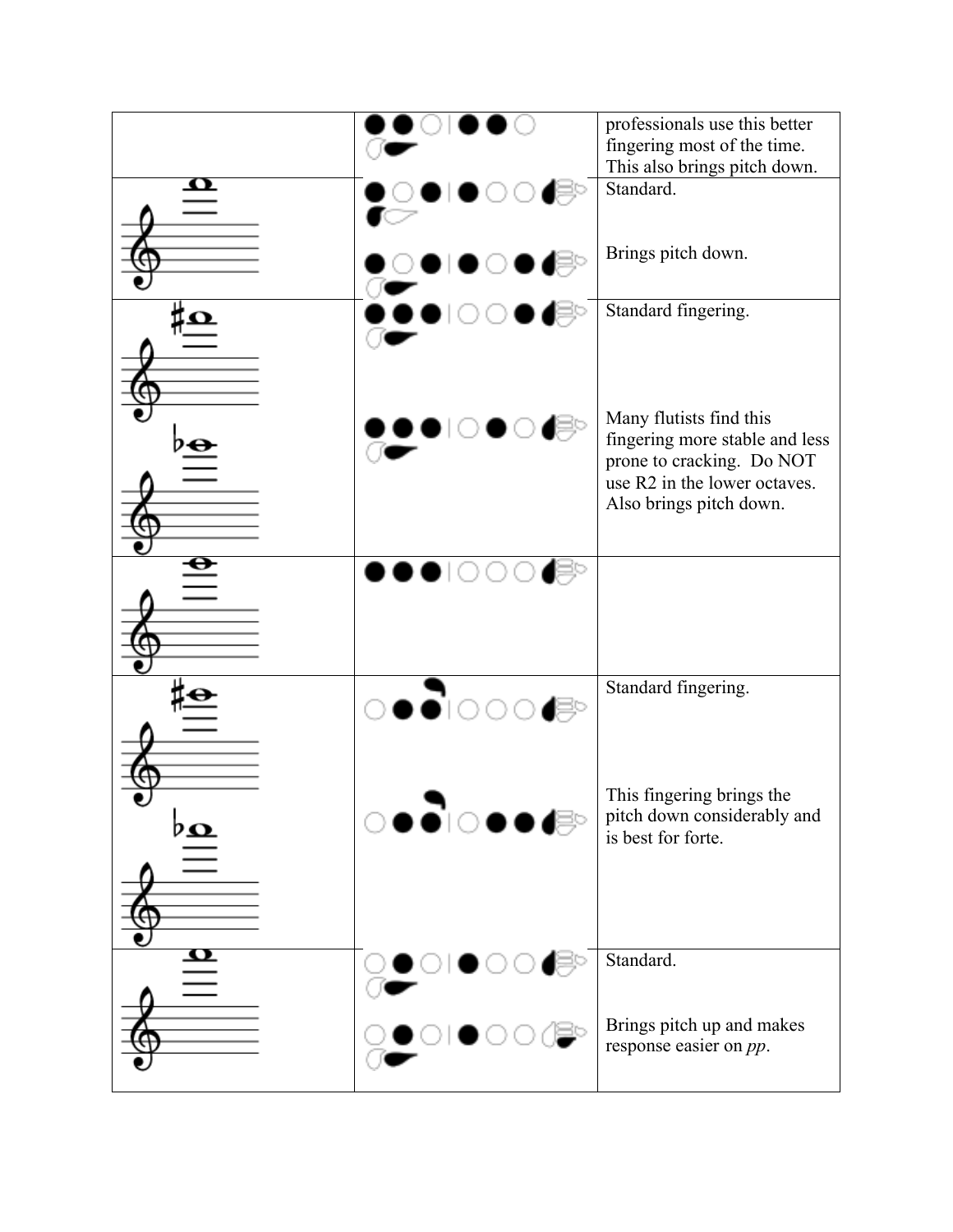| | | |
|---|---|---|
| | | professionals use this better fingering most of the time. This also brings pitch down. |
| | | Standard.<br><br>Brings pitch down. |
| | | Standard fingering.<br><br>Many flutists find this fingering more stable and less prone to cracking. Do NOT use R2 in the lower octaves. Also brings pitch down. |
| | | |
| | | Standard fingering.<br><br>This fingering brings the pitch down considerably and is best for forte. |
| | | Standard.<br><br>Brings pitch up and makes response easier on *pp*. |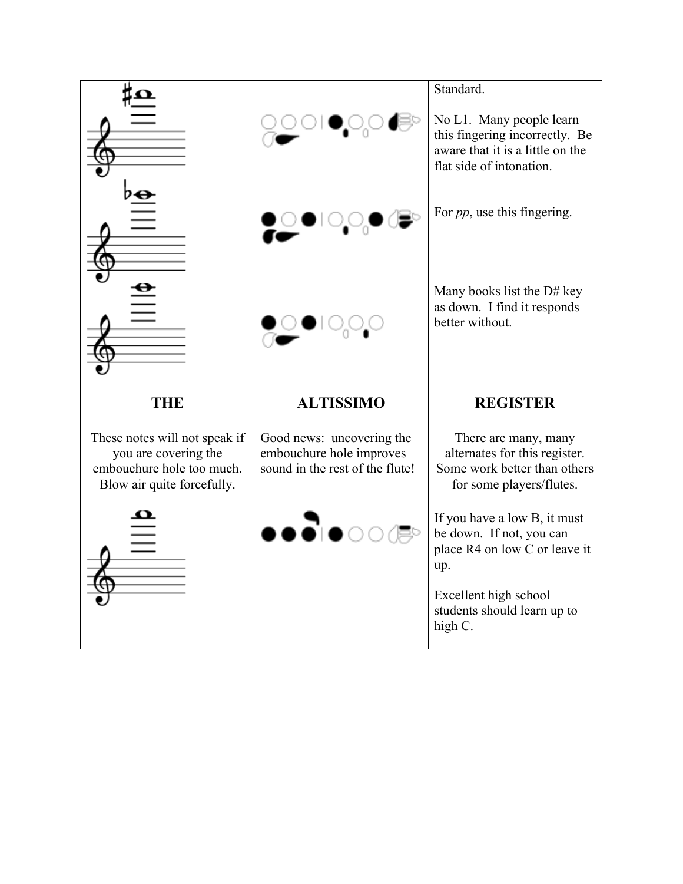| | | |
|---|---|---|
| | | Standard. No L1. Many people learn this fingering incorrectly. Be aware that it is a little on the flat side of intonation. For *pp*, use this fingering. |
| | | Many books list the D# key as down. I find it responds better without. |
| **THE** | **ALTISSIMO** | **REGISTER** |
| These notes will not speak if you are covering the embouchure hole too much. Blow air quite forcefully. | Good news: uncovering the embouchure hole improves sound in the rest of the flute! | There are many, many alternates for this register. Some work better than others for some players/flutes. |
| | | If you have a low B, it must be down. If not, you can place R4 on low C or leave it up. Excellent high school students should learn up to high C. |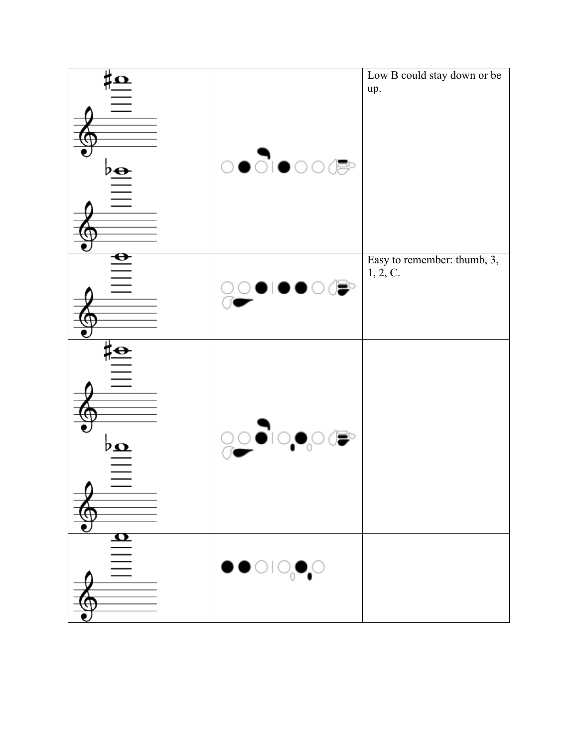| | | |
|---|---|---|
| | | Low B could stay down or be up. |
| | | Easy to remember: thumb, 3, 1, 2, C. |
| | | |
| | | |